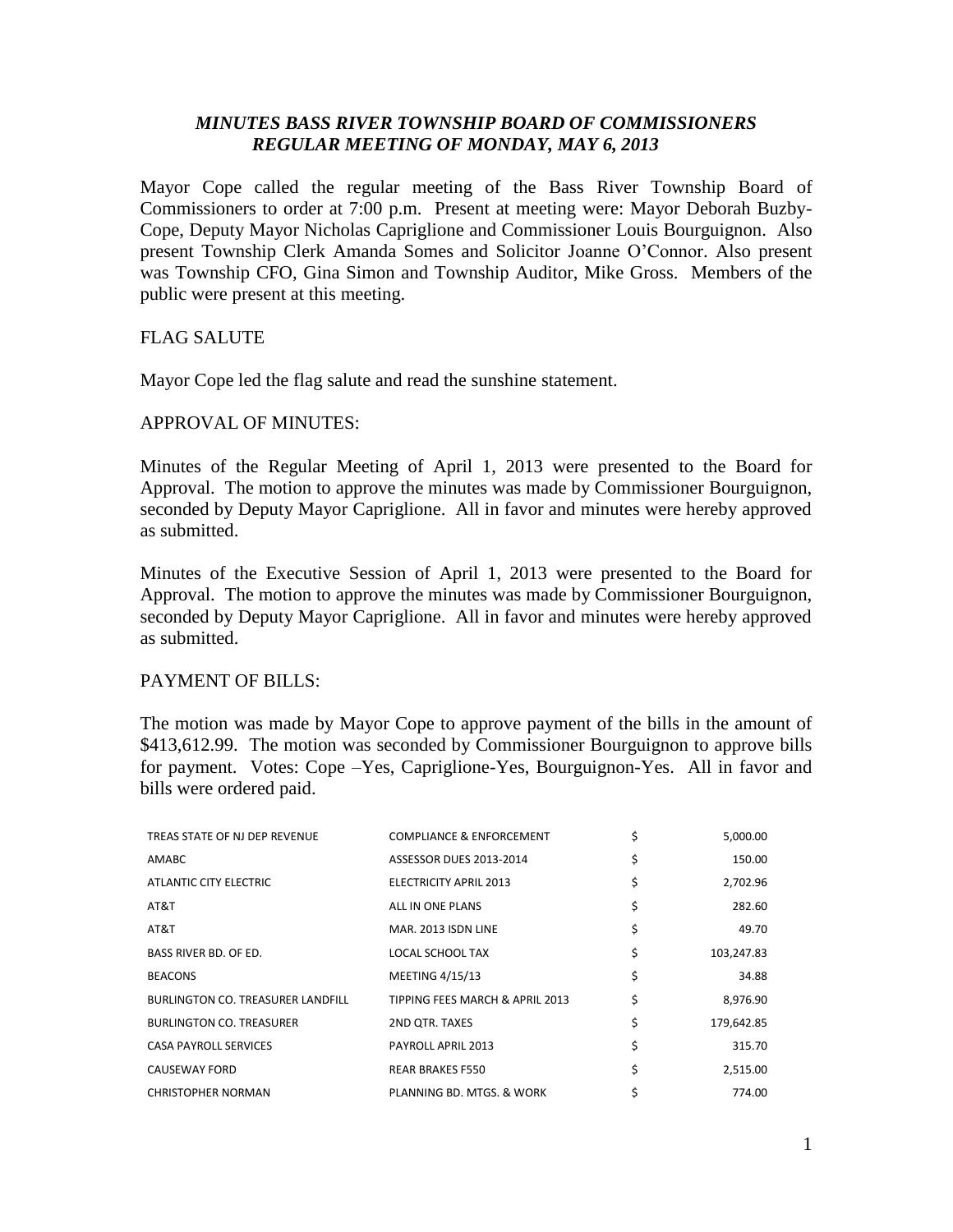# *MINUTES BASS RIVER TOWNSHIP BOARD OF COMMISSIONERS*
## *REGULAR MEETING OF MONDAY, MAY 6, 2013*

Mayor Cope called the regular meeting of the Bass River Township Board of Commissioners to order at 7:00 p.m. Present at meeting were: Mayor Deborah Buzby-Cope, Deputy Mayor Nicholas Capriglione and Commissioner Louis Bourguignon. Also present Township Clerk Amanda Somes and Solicitor Joanne O'Connor. Also present was Township CFO, Gina Simon and Township Auditor, Mike Gross. Members of the public were present at this meeting.

FLAG SALUTE

Mayor Cope led the flag salute and read the sunshine statement.

APPROVAL OF MINUTES:

Minutes of the Regular Meeting of April 1, 2013 were presented to the Board for Approval. The motion to approve the minutes was made by Commissioner Bourguignon, seconded by Deputy Mayor Capriglione. All in favor and minutes were hereby approved as submitted.

Minutes of the Executive Session of April 1, 2013 were presented to the Board for Approval. The motion to approve the minutes was made by Commissioner Bourguignon, seconded by Deputy Mayor Capriglione. All in favor and minutes were hereby approved as submitted.

PAYMENT OF BILLS:

The motion was made by Mayor Cope to approve payment of the bills in the amount of $413,612.99. The motion was seconded by Commissioner Bourguignon to approve bills for payment. Votes: Cope –Yes, Capriglione-Yes, Bourguignon-Yes. All in favor and bills were ordered paid.

| | | | |
|---|---|---|---|
| TREAS STATE OF NJ DEP REVENUE | COMPLIANCE & ENFORCEMENT | $ | 5,000.00 |
| AMABC | ASSESSOR DUES 2013-2014 | $ | 150.00 |
| ATLANTIC CITY ELECTRIC | ELECTRICITY APRIL 2013 | $ | 2,702.96 |
| AT&T | ALL IN ONE PLANS | $ | 282.60 |
| AT&T | MAR. 2013 ISDN LINE | $ | 49.70 |
| BASS RIVER BD. OF ED. | LOCAL SCHOOL TAX | $ | 103,247.83 |
| BEACONS | MEETING 4/15/13 | $ | 34.88 |
| BURLINGTON CO. TREASURER LANDFILL | TIPPING FEES MARCH & APRIL 2013 | $ | 8,976.90 |
| BURLINGTON CO. TREASURER | 2ND QTR. TAXES | $ | 179,642.85 |
| CASA PAYROLL SERVICES | PAYROLL APRIL 2013 | $ | 315.70 |
| CAUSEWAY FORD | REAR BRAKES F550 | $ | 2,515.00 |
| CHRISTOPHER NORMAN | PLANNING BD. MTGS. & WORK | $ | 774.00 |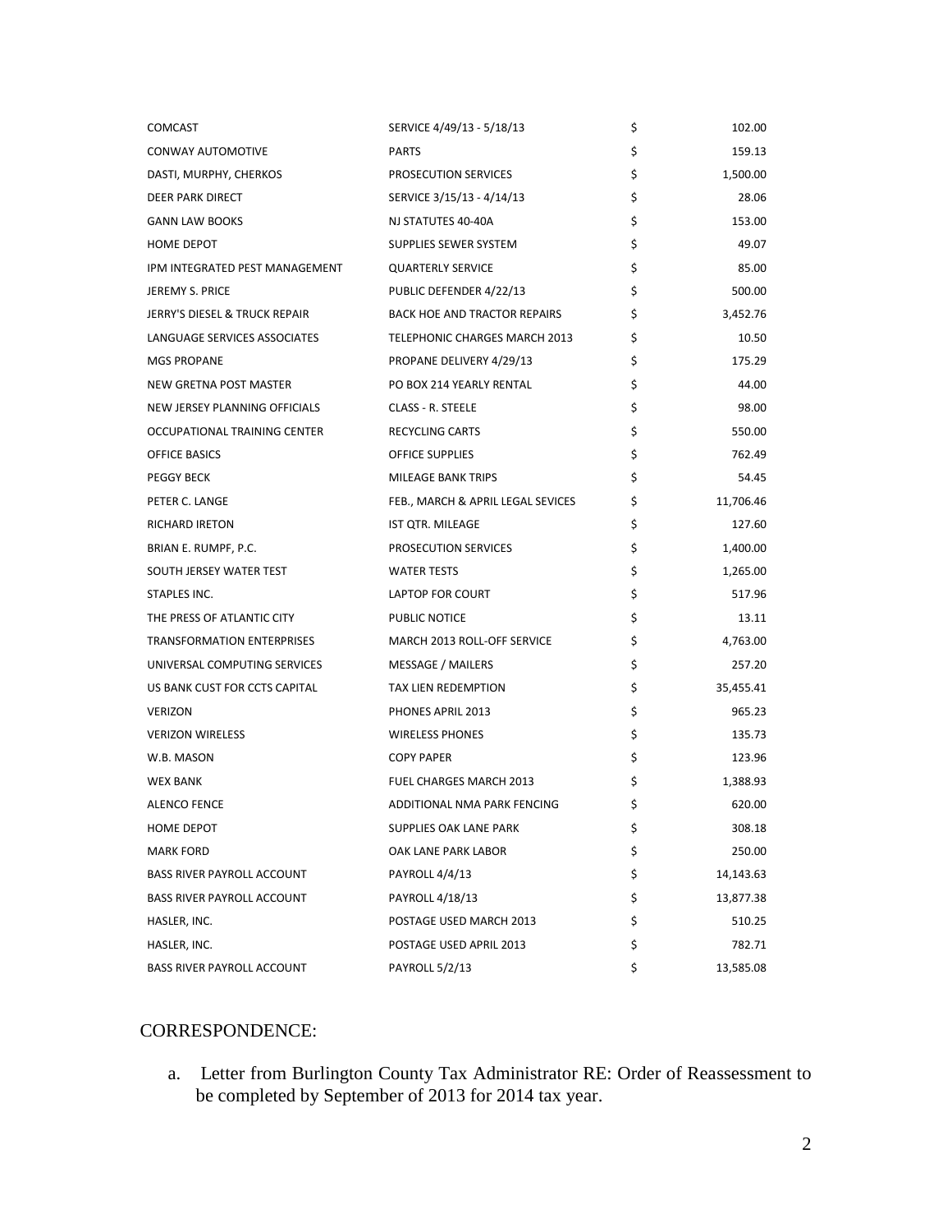| | | | |
|---|---|---|---|
| COMCAST | SERVICE 4/49/13 - 5/18/13 | $ | 102.00 |
| CONWAY AUTOMOTIVE | PARTS | $ | 159.13 |
| DASTI, MURPHY, CHERKOS | PROSECUTION SERVICES | $ | 1,500.00 |
| DEER PARK DIRECT | SERVICE 3/15/13 - 4/14/13 | $ | 28.06 |
| GANN LAW BOOKS | NJ STATUTES 40-40A | $ | 153.00 |
| HOME DEPOT | SUPPLIES SEWER SYSTEM | $ | 49.07 |
| IPM INTEGRATED PEST MANAGEMENT | QUARTERLY SERVICE | $ | 85.00 |
| JEREMY S. PRICE | PUBLIC DEFENDER 4/22/13 | $ | 500.00 |
| JERRY'S DIESEL & TRUCK REPAIR | BACK HOE AND TRACTOR REPAIRS | $ | 3,452.76 |
| LANGUAGE SERVICES ASSOCIATES | TELEPHONIC CHARGES MARCH 2013 | $ | 10.50 |
| MGS PROPANE | PROPANE DELIVERY 4/29/13 | $ | 175.29 |
| NEW GRETNA POST MASTER | PO BOX 214 YEARLY RENTAL | $ | 44.00 |
| NEW JERSEY PLANNING OFFICIALS | CLASS - R. STEELE | $ | 98.00 |
| OCCUPATIONAL TRAINING CENTER | RECYCLING CARTS | $ | 550.00 |
| OFFICE BASICS | OFFICE SUPPLIES | $ | 762.49 |
| PEGGY BECK | MILEAGE BANK TRIPS | $ | 54.45 |
| PETER C. LANGE | FEB., MARCH & APRIL LEGAL SEVICES | $ | 11,706.46 |
| RICHARD IRETON | IST QTR. MILEAGE | $ | 127.60 |
| BRIAN E. RUMPF, P.C. | PROSECUTION SERVICES | $ | 1,400.00 |
| SOUTH JERSEY WATER TEST | WATER TESTS | $ | 1,265.00 |
| STAPLES INC. | LAPTOP FOR COURT | $ | 517.96 |
| THE PRESS OF ATLANTIC CITY | PUBLIC NOTICE | $ | 13.11 |
| TRANSFORMATION ENTERPRISES | MARCH 2013 ROLL-OFF SERVICE | $ | 4,763.00 |
| UNIVERSAL COMPUTING SERVICES | MESSAGE / MAILERS | $ | 257.20 |
| US BANK CUST FOR CCTS CAPITAL | TAX LIEN REDEMPTION | $ | 35,455.41 |
| VERIZON | PHONES APRIL 2013 | $ | 965.23 |
| VERIZON WIRELESS | WIRELESS PHONES | $ | 135.73 |
| W.B. MASON | COPY PAPER | $ | 123.96 |
| WEX BANK | FUEL CHARGES MARCH 2013 | $ | 1,388.93 |
| ALENCO FENCE | ADDITIONAL NMA PARK FENCING | $ | 620.00 |
| HOME DEPOT | SUPPLIES OAK LANE PARK | $ | 308.18 |
| MARK FORD | OAK LANE PARK LABOR | $ | 250.00 |
| BASS RIVER PAYROLL ACCOUNT | PAYROLL 4/4/13 | $ | 14,143.63 |
| BASS RIVER PAYROLL ACCOUNT | PAYROLL 4/18/13 | $ | 13,877.38 |
| HASLER, INC. | POSTAGE USED MARCH 2013 | $ | 510.25 |
| HASLER, INC. | POSTAGE USED APRIL 2013 | $ | 782.71 |
| BASS RIVER PAYROLL ACCOUNT | PAYROLL 5/2/13 | $ | 13,585.08 |

CORRESPONDENCE:

a. Letter from Burlington County Tax Administrator RE: Order of Reassessment to be completed by September of 2013 for 2014 tax year.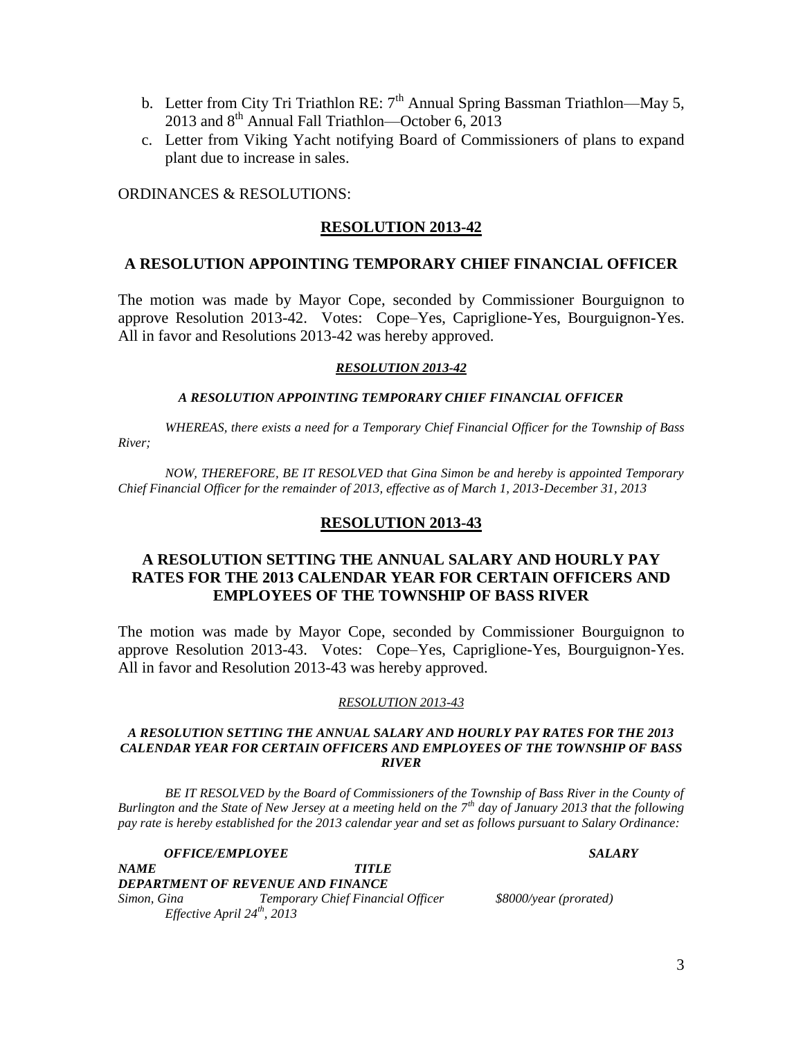b. Letter from City Tri Triathlon RE: 7th Annual Spring Bassman Triathlon—May 5, 2013 and 8th Annual Fall Triathlon—October 6, 2013
c. Letter from Viking Yacht notifying Board of Commissioners of plans to expand plant due to increase in sales.

ORDINANCES & RESOLUTIONS:

## **RESOLUTION 2013-42**

### **A RESOLUTION APPOINTING TEMPORARY CHIEF FINANCIAL OFFICER**

The motion was made by Mayor Cope, seconded by Commissioner Bourguignon to approve Resolution 2013-42. Votes: Cope–Yes, Capriglione-Yes, Bourguignon-Yes. All in favor and Resolutions 2013-42 was hereby approved.

***RESOLUTION 2013-42***

***A RESOLUTION APPOINTING TEMPORARY CHIEF FINANCIAL OFFICER***

*WHEREAS, there exists a need for a Temporary Chief Financial Officer for the Township of Bass River;*

*NOW, THEREFORE, BE IT RESOLVED that Gina Simon be and hereby is appointed Temporary Chief Financial Officer for the remainder of 2013, effective as of March 1, 2013-December 31, 2013*

## **RESOLUTION 2013-43**

### **A RESOLUTION SETTING THE ANNUAL SALARY AND HOURLY PAY RATES FOR THE 2013 CALENDAR YEAR FOR CERTAIN OFFICERS AND EMPLOYEES OF THE TOWNSHIP OF BASS RIVER**

The motion was made by Mayor Cope, seconded by Commissioner Bourguignon to approve Resolution 2013-43. Votes: Cope–Yes, Capriglione-Yes, Bourguignon-Yes. All in favor and Resolution 2013-43 was hereby approved.

*RESOLUTION 2013-43*

***A RESOLUTION SETTING THE ANNUAL SALARY AND HOURLY PAY RATES FOR THE 2013 CALENDAR YEAR FOR CERTAIN OFFICERS AND EMPLOYEES OF THE TOWNSHIP OF BASS RIVER***

*BE IT RESOLVED by the Board of Commissioners of the Township of Bass River in the County of Burlington and the State of New Jersey at a meeting held on the 7th day of January 2013 that the following pay rate is hereby established for the 2013 calendar year and set as follows pursuant to Salary Ordinance:*

| ***OFFICE/EMPLOYEE*** | | ***SALARY*** |
|---|---|---|
| ***NAME*** | ***TITLE*** | |
| ***DEPARTMENT OF REVENUE AND FINANCE*** | | |
| *Simon, Gina* | *Temporary Chief Financial Officer* | *$8000/year (prorated)* |
| *Effective April 24th, 2013* | | |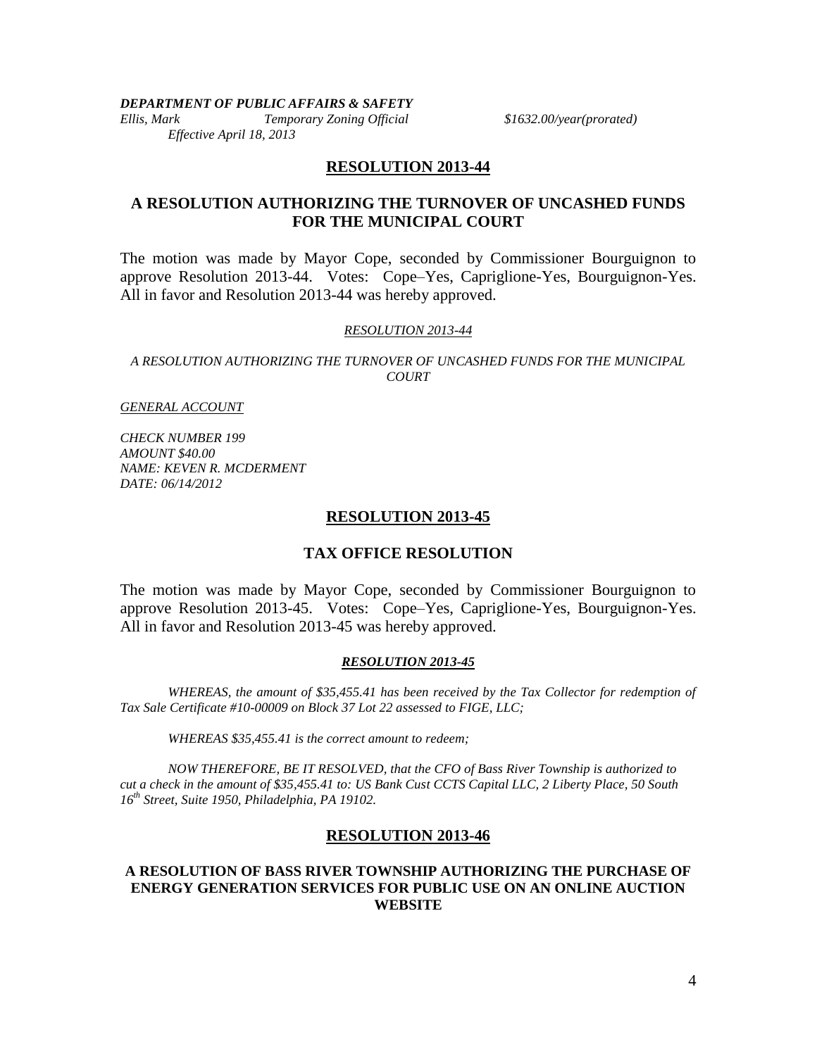***DEPARTMENT OF PUBLIC AFFAIRS & SAFETY***

*Ellis, Mark Temporary Zoning Official $1632.00/year(prorated)*
*Effective April 18, 2013*

## RESOLUTION 2013-44

## A RESOLUTION AUTHORIZING THE TURNOVER OF UNCASHED FUNDS FOR THE MUNICIPAL COURT

The motion was made by Mayor Cope, seconded by Commissioner Bourguignon to approve Resolution 2013-44. Votes: Cope–Yes, Capriglione-Yes, Bourguignon-Yes. All in favor and Resolution 2013-44 was hereby approved.

*RESOLUTION 2013-44*

*A RESOLUTION AUTHORIZING THE TURNOVER OF UNCASHED FUNDS FOR THE MUNICIPAL COURT*

*GENERAL ACCOUNT*

*CHECK NUMBER 199*
*AMOUNT $40.00*
*NAME: KEVEN R. MCDERMENT*
*DATE: 06/14/2012*

## RESOLUTION 2013-45

## TAX OFFICE RESOLUTION

The motion was made by Mayor Cope, seconded by Commissioner Bourguignon to approve Resolution 2013-45. Votes: Cope–Yes, Capriglione-Yes, Bourguignon-Yes. All in favor and Resolution 2013-45 was hereby approved.

***RESOLUTION 2013-45***

*WHEREAS, the amount of $35,455.41 has been received by the Tax Collector for redemption of Tax Sale Certificate #10-00009 on Block 37 Lot 22 assessed to FIGE, LLC;*

*WHEREAS $35,455.41 is the correct amount to redeem;*

*NOW THEREFORE, BE IT RESOLVED, that the CFO of Bass River Township is authorized to cut a check in the amount of $35,455.41 to: US Bank Cust CCTS Capital LLC, 2 Liberty Place, 50 South 16th Street, Suite 1950, Philadelphia, PA 19102.*

## RESOLUTION 2013-46

## A RESOLUTION OF BASS RIVER TOWNSHIP AUTHORIZING THE PURCHASE OF ENERGY GENERATION SERVICES FOR PUBLIC USE ON AN ONLINE AUCTION WEBSITE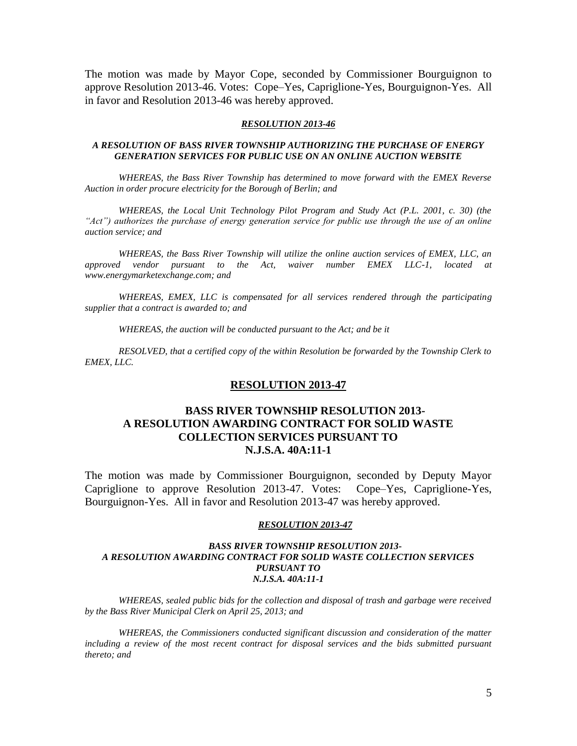The motion was made by Mayor Cope, seconded by Commissioner Bourguignon to approve Resolution 2013-46. Votes: Cope–Yes, Capriglione-Yes, Bourguignon-Yes. All in favor and Resolution 2013-46 was hereby approved.

***RESOLUTION 2013-46***

***A RESOLUTION OF BASS RIVER TOWNSHIP AUTHORIZING THE PURCHASE OF ENERGY GENERATION SERVICES FOR PUBLIC USE ON AN ONLINE AUCTION WEBSITE***

*WHEREAS, the Bass River Township has determined to move forward with the EMEX Reverse Auction in order procure electricity for the Borough of Berlin; and*

*WHEREAS, the Local Unit Technology Pilot Program and Study Act (P.L. 2001, c. 30) (the "Act") authorizes the purchase of energy generation service for public use through the use of an online auction service; and*

*WHEREAS, the Bass River Township will utilize the online auction services of EMEX, LLC, an approved vendor pursuant to the Act, waiver number EMEX LLC-1, located at www.energymarketexchange.com; and*

*WHEREAS, EMEX, LLC is compensated for all services rendered through the participating supplier that a contract is awarded to; and*

*WHEREAS, the auction will be conducted pursuant to the Act; and be it*

*RESOLVED, that a certified copy of the within Resolution be forwarded by the Township Clerk to EMEX, LLC.*

## RESOLUTION 2013-47

## BASS RIVER TOWNSHIP RESOLUTION 2013- A RESOLUTION AWARDING CONTRACT FOR SOLID WASTE COLLECTION SERVICES PURSUANT TO N.J.S.A. 40A:11-1

The motion was made by Commissioner Bourguignon, seconded by Deputy Mayor Capriglione to approve Resolution 2013-47. Votes: Cope–Yes, Capriglione-Yes, Bourguignon-Yes. All in favor and Resolution 2013-47 was hereby approved.

***RESOLUTION 2013-47***

***BASS RIVER TOWNSHIP RESOLUTION 2013-***
***A RESOLUTION AWARDING CONTRACT FOR SOLID WASTE COLLECTION SERVICES PURSUANT TO***
***N.J.S.A. 40A:11-1***

*WHEREAS, sealed public bids for the collection and disposal of trash and garbage were received by the Bass River Municipal Clerk on April 25, 2013; and*

*WHEREAS, the Commissioners conducted significant discussion and consideration of the matter including a review of the most recent contract for disposal services and the bids submitted pursuant thereto; and*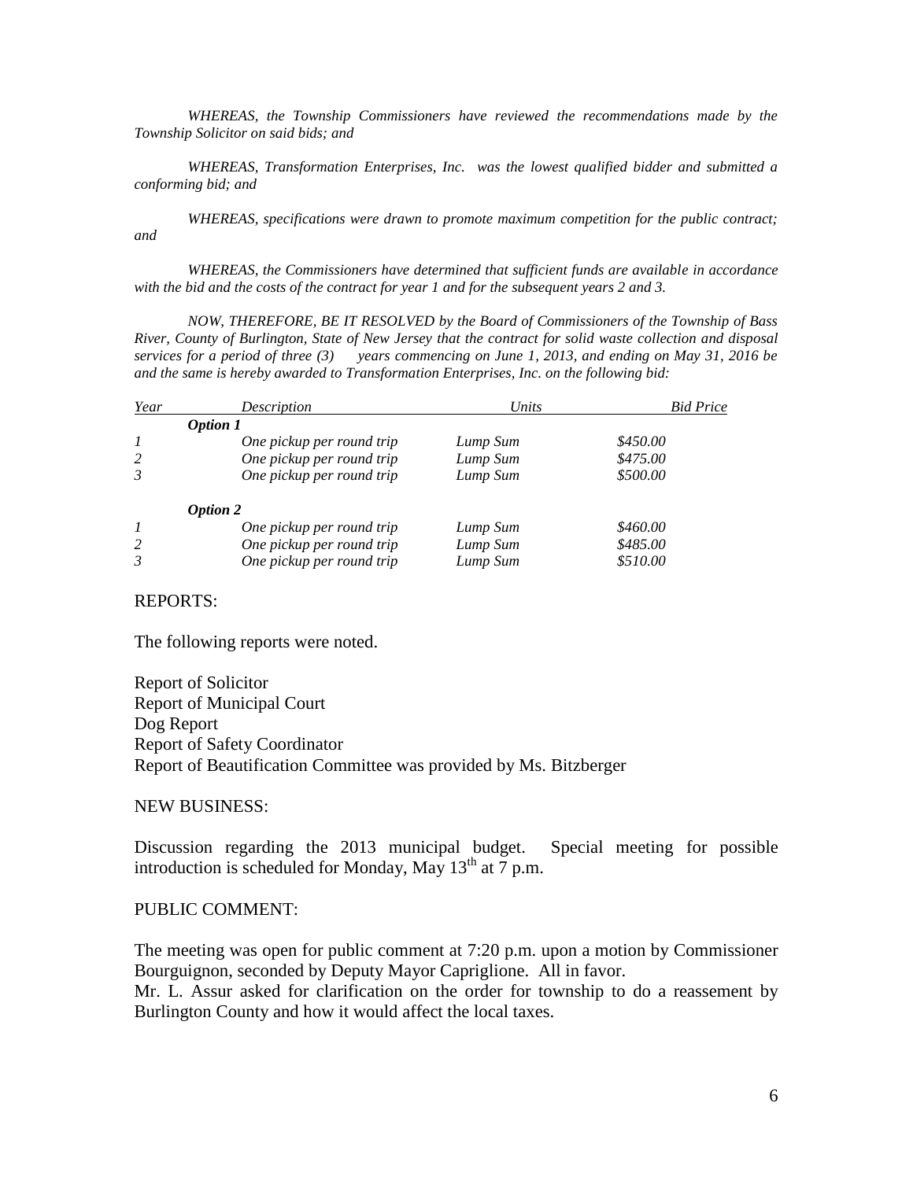*WHEREAS, the Township Commissioners have reviewed the recommendations made by the Township Solicitor on said bids; and*

*WHEREAS, Transformation Enterprises, Inc. was the lowest qualified bidder and submitted a conforming bid; and*

*WHEREAS, specifications were drawn to promote maximum competition for the public contract; and*

*WHEREAS, the Commissioners have determined that sufficient funds are available in accordance with the bid and the costs of the contract for year 1 and for the subsequent years 2 and 3.*

*NOW, THEREFORE, BE IT RESOLVED by the Board of Commissioners of the Township of Bass River, County of Burlington, State of New Jersey that the contract for solid waste collection and disposal services for a period of three (3) years commencing on June 1, 2013, and ending on May 31, 2016 be and the same is hereby awarded to Transformation Enterprises, Inc. on the following bid:*

| *Year* | *Description* | *Units* | *Bid Price* |
|---|---|---|---|
| | ***Option 1*** | | |
| *1* | *One pickup per round trip* | *Lump Sum* | *$450.00* |
| *2* | *One pickup per round trip* | *Lump Sum* | *$475.00* |
| *3* | *One pickup per round trip* | *Lump Sum* | *$500.00* |
| | ***Option 2*** | | |
| *1* | *One pickup per round trip* | *Lump Sum* | *$460.00* |
| *2* | *One pickup per round trip* | *Lump Sum* | *$485.00* |
| *3* | *One pickup per round trip* | *Lump Sum* | *$510.00* |

REPORTS:

The following reports were noted.

Report of Solicitor
Report of Municipal Court
Dog Report
Report of Safety Coordinator
Report of Beautification Committee was provided by Ms. Bitzberger

NEW BUSINESS:

Discussion regarding the 2013 municipal budget. Special meeting for possible introduction is scheduled for Monday, May 13th at 7 p.m.

PUBLIC COMMENT:

The meeting was open for public comment at 7:20 p.m. upon a motion by Commissioner Bourguignon, seconded by Deputy Mayor Capriglione. All in favor.
Mr. L. Assur asked for clarification on the order for township to do a reassement by Burlington County and how it would affect the local taxes.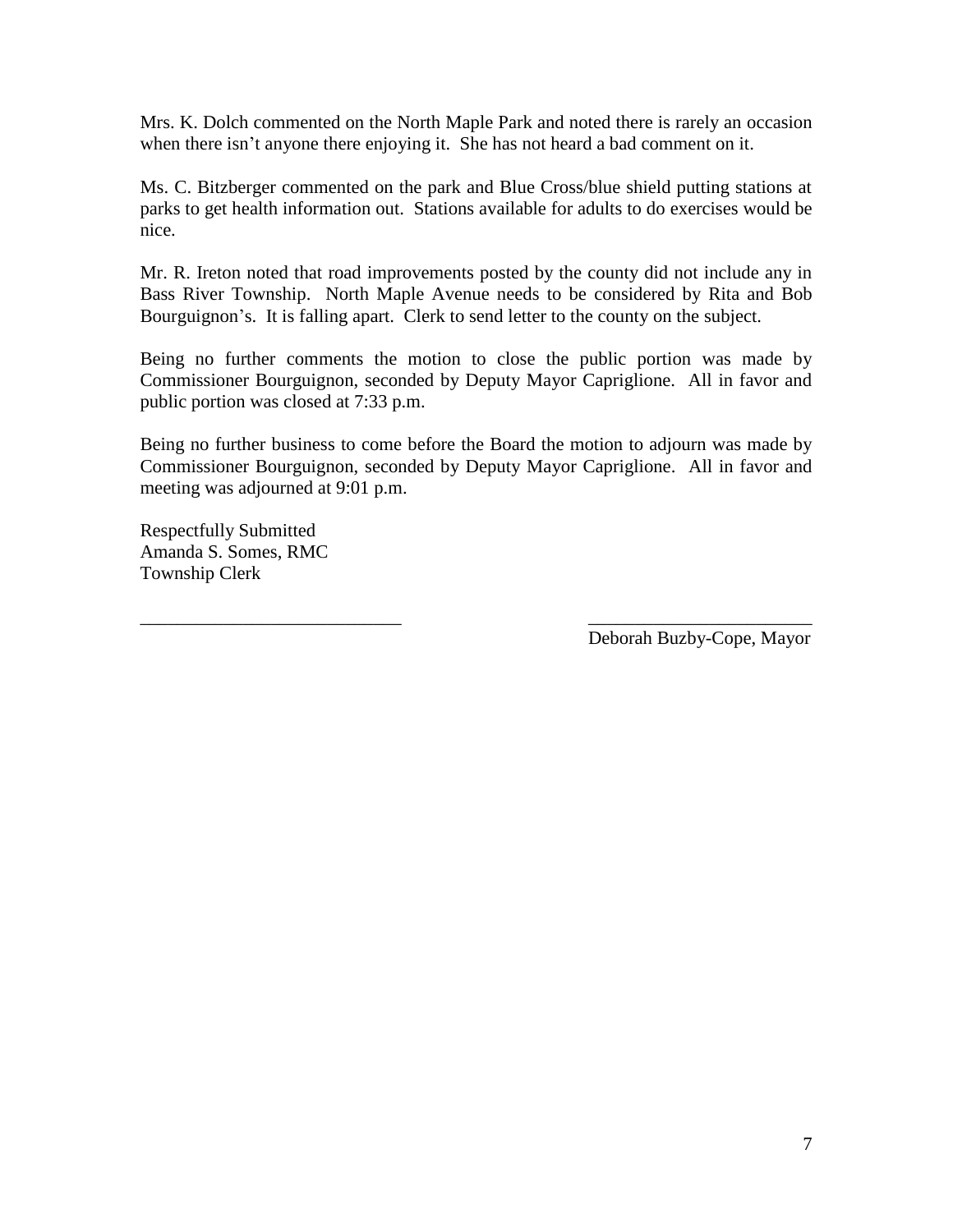Mrs. K. Dolch commented on the North Maple Park and noted there is rarely an occasion when there isn't anyone there enjoying it. She has not heard a bad comment on it.

Ms. C. Bitzberger commented on the park and Blue Cross/blue shield putting stations at parks to get health information out. Stations available for adults to do exercises would be nice.

Mr. R. Ireton noted that road improvements posted by the county did not include any in Bass River Township. North Maple Avenue needs to be considered by Rita and Bob Bourguignon's. It is falling apart. Clerk to send letter to the county on the subject.

Being no further comments the motion to close the public portion was made by Commissioner Bourguignon, seconded by Deputy Mayor Capriglione. All in favor and public portion was closed at 7:33 p.m.

Being no further business to come before the Board the motion to adjourn was made by Commissioner Bourguignon, seconded by Deputy Mayor Capriglione. All in favor and meeting was adjourned at 9:01 p.m.

Respectfully Submitted
Amanda S. Somes, RMC
Township Clerk

___________________________ ________________________
Deborah Buzby-Cope, Mayor